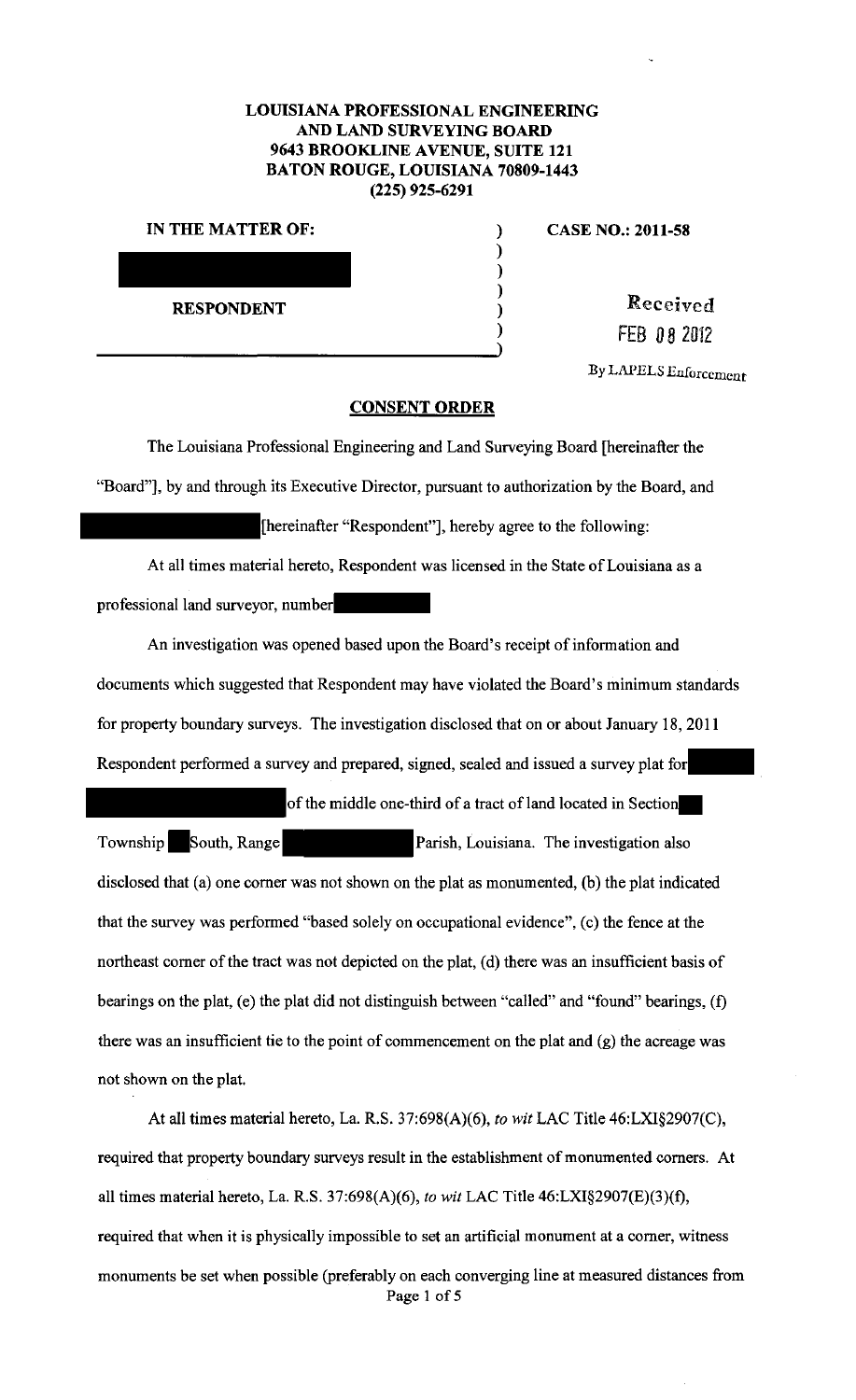**LOUISIANA PROFESSIONAL ENGINEERING AND LAND SURVEYING BOARD**
**9643 BROOKLINE AVENUE, SUITE 121**
**BATON ROUGE, LOUISIANA 70809-1443**
**(225) 925-6291**

**IN THE MATTER OF:** ) **CASE NO.: 2011-58**

**RESPONDENT**

Received
FEB 08 2012
By LAPELS Enforcement

## CONSENT ORDER

The Louisiana Professional Engineering and Land Surveying Board [hereinafter the "Board"], by and through its Executive Director, pursuant to authorization by the Board, and [hereinafter "Respondent"], hereby agree to the following:

At all times material hereto, Respondent was licensed in the State of Louisiana as a professional land surveyor, number

An investigation was opened based upon the Board's receipt of information and documents which suggested that Respondent may have violated the Board's minimum standards for property boundary surveys. The investigation disclosed that on or about January 18, 2011 Respondent performed a survey and prepared, signed, sealed and issued a survey plat for of the middle one-third of a tract of land located in Section Township South, Range Parish, Louisiana. The investigation also disclosed that (a) one corner was not shown on the plat as monumented, (b) the plat indicated that the survey was performed "based solely on occupational evidence", (c) the fence at the northeast corner of the tract was not depicted on the plat, (d) there was an insufficient basis of bearings on the plat, (e) the plat did not distinguish between "called" and "found" bearings, (f) there was an insufficient tie to the point of commencement on the plat and (g) the acreage was not shown on the plat.

At all times material hereto, La. R.S. 37:698(A)(6), *to wit* LAC Title 46:LXI§2907(C), required that property boundary surveys result in the establishment of monumented corners. At all times material hereto, La. R.S. 37:698(A)(6), *to wit* LAC Title 46:LXI§2907(E)(3)(f), required that when it is physically impossible to set an artificial monument at a corner, witness monuments be set when possible (preferably on each converging line at measured distances from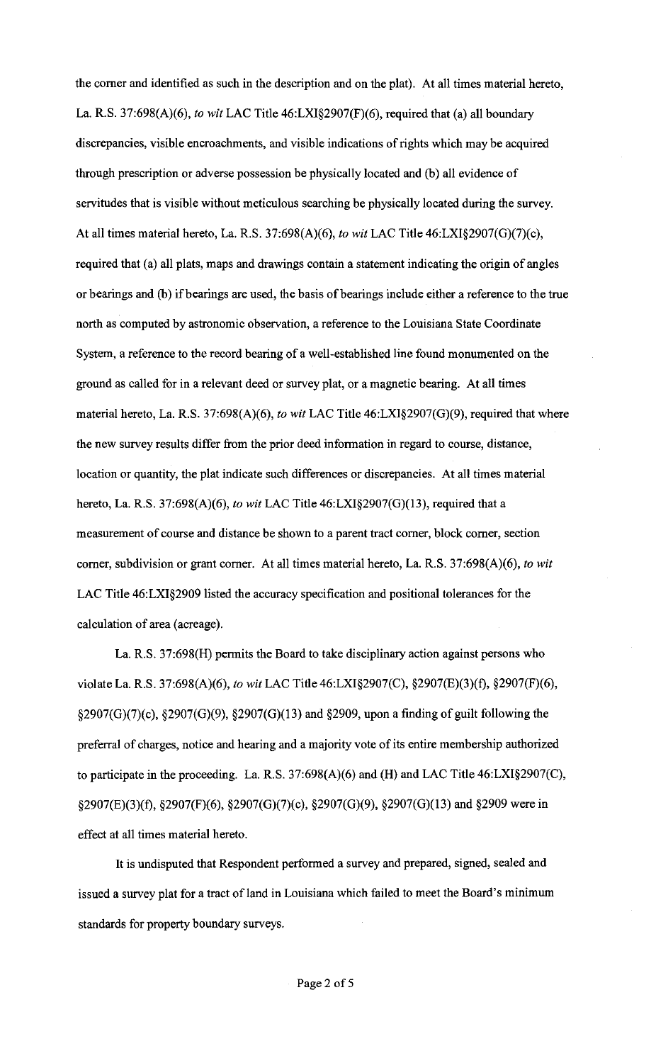the corner and identified as such in the description and on the plat). At all times material hereto, La. R.S. 37:698(A)(6), *to wit* LAC Title 46:LXI§2907(F)(6), required that (a) all boundary discrepancies, visible encroachments, and visible indications of rights which may be acquired through prescription or adverse possession be physically located and (b) all evidence of servitudes that is visible without meticulous searching be physically located during the survey. At all times material hereto, La. R.S. 37:698(A)(6), *to wit* LAC Title 46:LXI§2907(G)(7)(c), required that (a) all plats, maps and drawings contain a statement indicating the origin of angles or bearings and (b) if bearings are used, the basis of bearings include either a reference to the true north as computed by astronomic observation, a reference to the Louisiana State Coordinate System, a reference to the record bearing of a well-established line found monumented on the ground as called for in a relevant deed or survey plat, or a magnetic bearing. At all times material hereto, La. R.S. 37:698(A)(6), *to wit* LAC Title 46:LXI§2907(G)(9), required that where the new survey results differ from the prior deed information in regard to course, distance, location or quantity, the plat indicate such differences or discrepancies. At all times material hereto, La. R.S. 37:698(A)(6), *to wit* LAC Title 46:LXI§2907(G)(13), required that a measurement of course and distance be shown to a parent tract corner, block corner, section corner, subdivision or grant corner. At all times material hereto, La. R.S. 37:698(A)(6), *to wit* LAC Title 46:LXI§2909 listed the accuracy specification and positional tolerances for the calculation of area (acreage).

La. R.S. 37:698(H) permits the Board to take disciplinary action against persons who violate La. R.S. 37:698(A)(6), *to wit* LAC Title 46:LXI§2907(C), §2907(E)(3)(f), §2907(F)(6), §2907(G)(7)(c), §2907(G)(9), §2907(G)(13) and §2909, upon a finding of guilt following the preferral of charges, notice and hearing and a majority vote of its entire membership authorized to participate in the proceeding. La. R.S. 37:698(A)(6) and (H) and LAC Title 46:LXI§2907(C), §2907(E)(3)(f), §2907(F)(6), §2907(G)(7)(c), §2907(G)(9), §2907(G)(13) and §2909 were in effect at all times material hereto.

It is undisputed that Respondent performed a survey and prepared, signed, sealed and issued a survey plat for a tract of land in Louisiana which failed to meet the Board's minimum standards for property boundary surveys.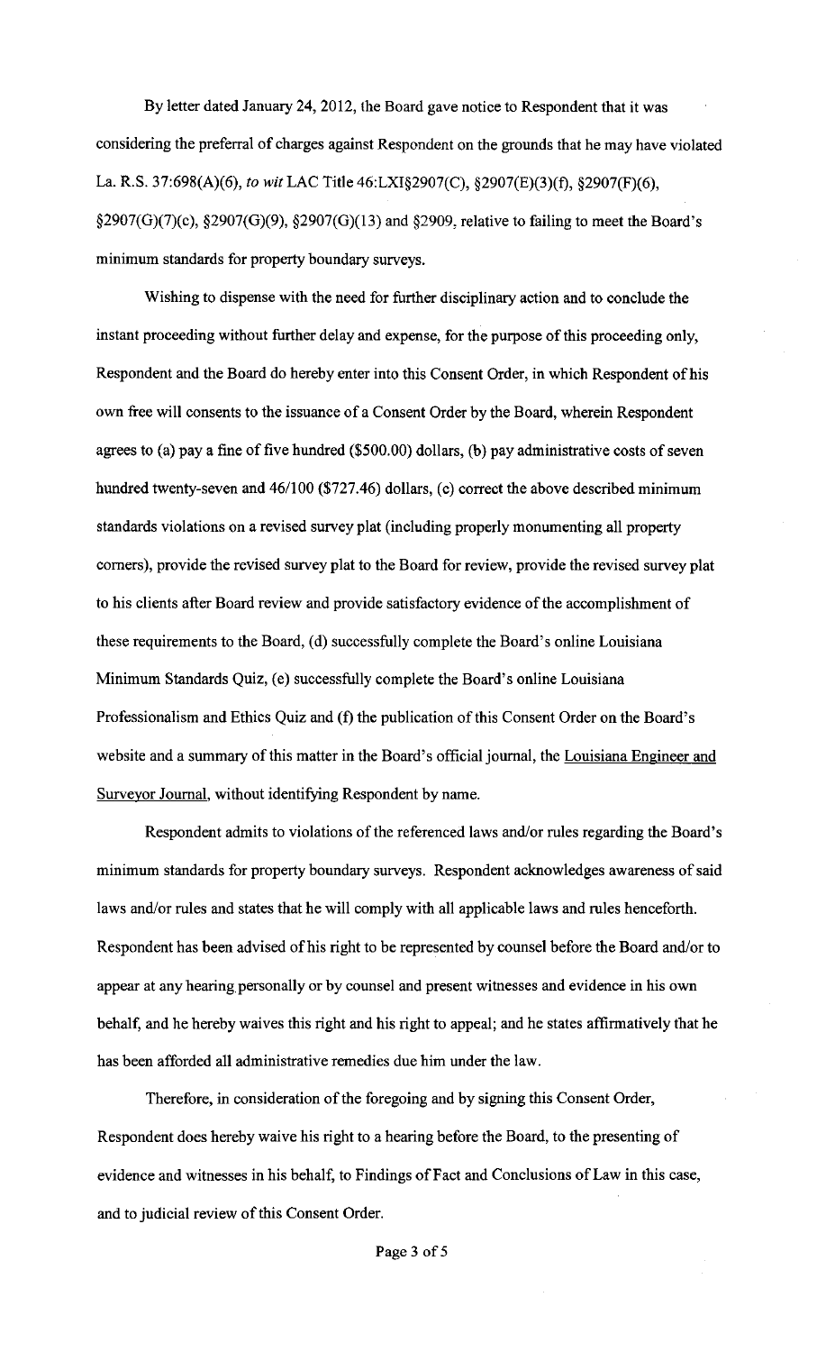By letter dated January 24, 2012, the Board gave notice to Respondent that it was considering the preferral of charges against Respondent on the grounds that he may have violated La. R.S. 37:698(A)(6), *to wit* LAC Title 46:LXI§2907(C), §2907(E)(3)(f), §2907(F)(6), §2907(G)(7)(c), §2907(G)(9), §2907(G)(13) and §2909, relative to failing to meet the Board's minimum standards for property boundary surveys.

Wishing to dispense with the need for further disciplinary action and to conclude the instant proceeding without further delay and expense, for the purpose of this proceeding only, Respondent and the Board do hereby enter into this Consent Order, in which Respondent of his own free will consents to the issuance of a Consent Order by the Board, wherein Respondent agrees to (a) pay a fine of five hundred ($500.00) dollars, (b) pay administrative costs of seven hundred twenty-seven and 46/100 ($727.46) dollars, (c) correct the above described minimum standards violations on a revised survey plat (including properly monumenting all property corners), provide the revised survey plat to the Board for review, provide the revised survey plat to his clients after Board review and provide satisfactory evidence of the accomplishment of these requirements to the Board, (d) successfully complete the Board's online Louisiana Minimum Standards Quiz, (e) successfully complete the Board's online Louisiana Professionalism and Ethics Quiz and (f) the publication of this Consent Order on the Board's website and a summary of this matter in the Board's official journal, the Louisiana Engineer and Surveyor Journal, without identifying Respondent by name.

Respondent admits to violations of the referenced laws and/or rules regarding the Board's minimum standards for property boundary surveys. Respondent acknowledges awareness of said laws and/or rules and states that he will comply with all applicable laws and rules henceforth. Respondent has been advised of his right to be represented by counsel before the Board and/or to appear at any hearing personally or by counsel and present witnesses and evidence in his own behalf, and he hereby waives this right and his right to appeal; and he states affirmatively that he has been afforded all administrative remedies due him under the law.

Therefore, in consideration of the foregoing and by signing this Consent Order, Respondent does hereby waive his right to a hearing before the Board, to the presenting of evidence and witnesses in his behalf, to Findings of Fact and Conclusions of Law in this case, and to judicial review of this Consent Order.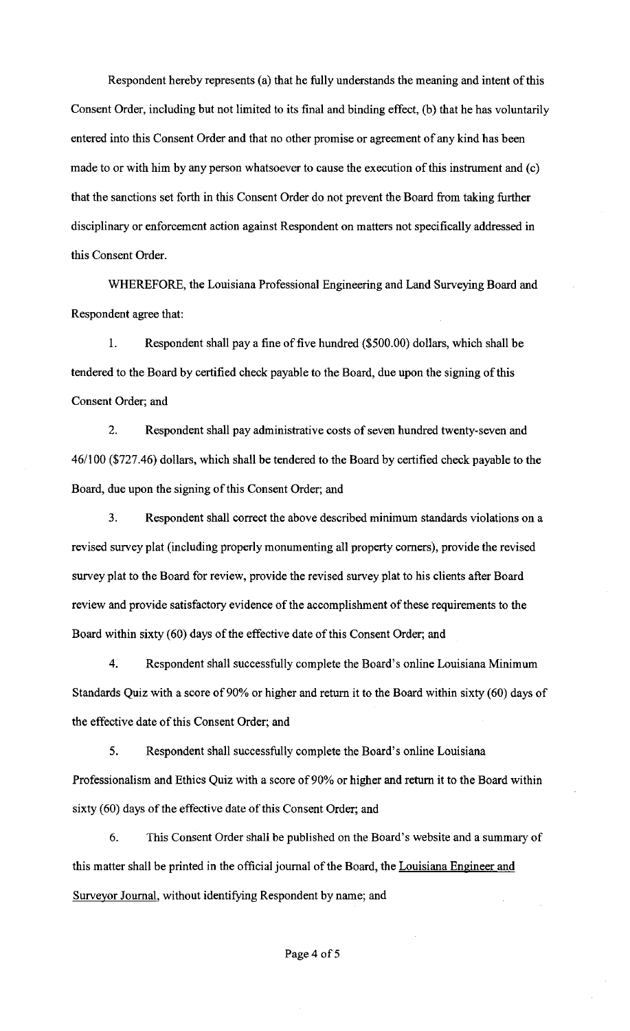Respondent hereby represents (a) that he fully understands the meaning and intent of this Consent Order, including but not limited to its final and binding effect, (b) that he has voluntarily entered into this Consent Order and that no other promise or agreement of any kind has been made to or with him by any person whatsoever to cause the execution of this instrument and (c) that the sanctions set forth in this Consent Order do not prevent the Board from taking further disciplinary or enforcement action against Respondent on matters not specifically addressed in this Consent Order.

WHEREFORE, the Louisiana Professional Engineering and Land Surveying Board and Respondent agree that:

1. Respondent shall pay a fine of five hundred ($500.00) dollars, which shall be tendered to the Board by certified check payable to the Board, due upon the signing of this Consent Order; and

2. Respondent shall pay administrative costs of seven hundred twenty-seven and 46/100 ($727.46) dollars, which shall be tendered to the Board by certified check payable to the Board, due upon the signing of this Consent Order; and

3. Respondent shall correct the above described minimum standards violations on a revised survey plat (including properly monumenting all property corners), provide the revised survey plat to the Board for review, provide the revised survey plat to his clients after Board review and provide satisfactory evidence of the accomplishment of these requirements to the Board within sixty (60) days of the effective date of this Consent Order; and

4. Respondent shall successfully complete the Board's online Louisiana Minimum Standards Quiz with a score of 90% or higher and return it to the Board within sixty (60) days of the effective date of this Consent Order; and

5. Respondent shall successfully complete the Board's online Louisiana Professionalism and Ethics Quiz with a score of 90% or higher and return it to the Board within sixty (60) days of the effective date of this Consent Order; and

6. This Consent Order shall be published on the Board's website and a summary of this matter shall be printed in the official journal of the Board, the Louisiana Engineer and Surveyor Journal, without identifying Respondent by name; and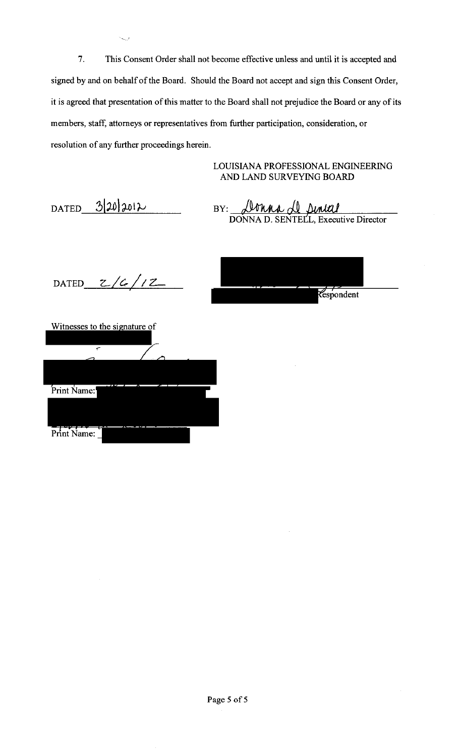7. This Consent Order shall not become effective unless and until it is accepted and signed by and on behalf of the Board. Should the Board not accept and sign this Consent Order, it is agreed that presentation of this matter to the Board shall not prejudice the Board or any of its members, staff, attorneys or representatives from further participation, consideration, or resolution of any further proceedings herein.

LOUISIANA PROFESSIONAL ENGINEERING AND LAND SURVEYING BOARD

DATED 3/20/2012

BY: Donna D. Sentell
DONNA D. SENTELL, Executive Director

DATED 2/6/12

Respondent

Witnesses to the signature of

Print Name:

Print Name: